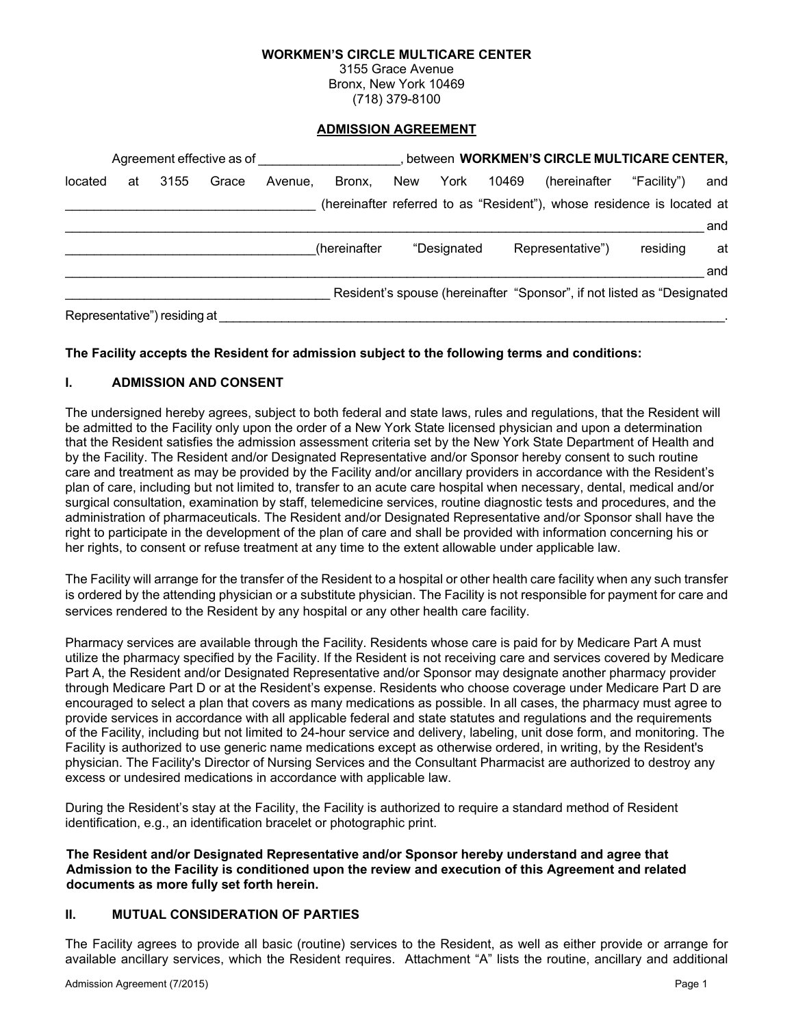**WORKMEN'S CIRCLE MULTICARE CENTER**
3155 Grace Avenue
Bronx, New York 10469
(718) 379-8100

**ADMISSION AGREEMENT**

Agreement effective as of ___________________, between **WORKMEN'S CIRCLE MULTICARE CENTER,** located at 3155 Grace Avenue, Bronx, New York 10469 (hereinafter "Facility") and ___________________________________ (hereinafter referred to as "Resident"), whose residence is located at ___________________________________________________________________________________ and ___________________________________(hereinafter "Designated Representative") residing at ___________________________________________________________________________________ and _____________________________________ Resident's spouse (hereinafter "Sponsor", if not listed as "Designated Representative") residing at ___________________________________________________________________________.

**The Facility accepts the Resident for admission subject to the following terms and conditions:**

## I. ADMISSION AND CONSENT

The undersigned hereby agrees, subject to both federal and state laws, rules and regulations, that the Resident will be admitted to the Facility only upon the order of a New York State licensed physician and upon a determination that the Resident satisfies the admission assessment criteria set by the New York State Department of Health and by the Facility. The Resident and/or Designated Representative and/or Sponsor hereby consent to such routine care and treatment as may be provided by the Facility and/or ancillary providers in accordance with the Resident's plan of care, including but not limited to, transfer to an acute care hospital when necessary, dental, medical and/or surgical consultation, examination by staff, telemedicine services, routine diagnostic tests and procedures, and the administration of pharmaceuticals. The Resident and/or Designated Representative and/or Sponsor shall have the right to participate in the development of the plan of care and shall be provided with information concerning his or her rights, to consent or refuse treatment at any time to the extent allowable under applicable law.

The Facility will arrange for the transfer of the Resident to a hospital or other health care facility when any such transfer is ordered by the attending physician or a substitute physician. The Facility is not responsible for payment for care and services rendered to the Resident by any hospital or any other health care facility.

Pharmacy services are available through the Facility. Residents whose care is paid for by Medicare Part A must utilize the pharmacy specified by the Facility. If the Resident is not receiving care and services covered by Medicare Part A, the Resident and/or Designated Representative and/or Sponsor may designate another pharmacy provider through Medicare Part D or at the Resident's expense. Residents who choose coverage under Medicare Part D are encouraged to select a plan that covers as many medications as possible. In all cases, the pharmacy must agree to provide services in accordance with all applicable federal and state statutes and regulations and the requirements of the Facility, including but not limited to 24-hour service and delivery, labeling, unit dose form, and monitoring. The Facility is authorized to use generic name medications except as otherwise ordered, in writing, by the Resident's physician. The Facility's Director of Nursing Services and the Consultant Pharmacist are authorized to destroy any excess or undesired medications in accordance with applicable law.

During the Resident's stay at the Facility, the Facility is authorized to require a standard method of Resident identification, e.g., an identification bracelet or photographic print.

**The Resident and/or Designated Representative and/or Sponsor hereby understand and agree that Admission to the Facility is conditioned upon the review and execution of this Agreement and related documents as more fully set forth herein.**

## II. MUTUAL CONSIDERATION OF PARTIES

The Facility agrees to provide all basic (routine) services to the Resident, as well as either provide or arrange for available ancillary services, which the Resident requires. Attachment "A" lists the routine, ancillary and additional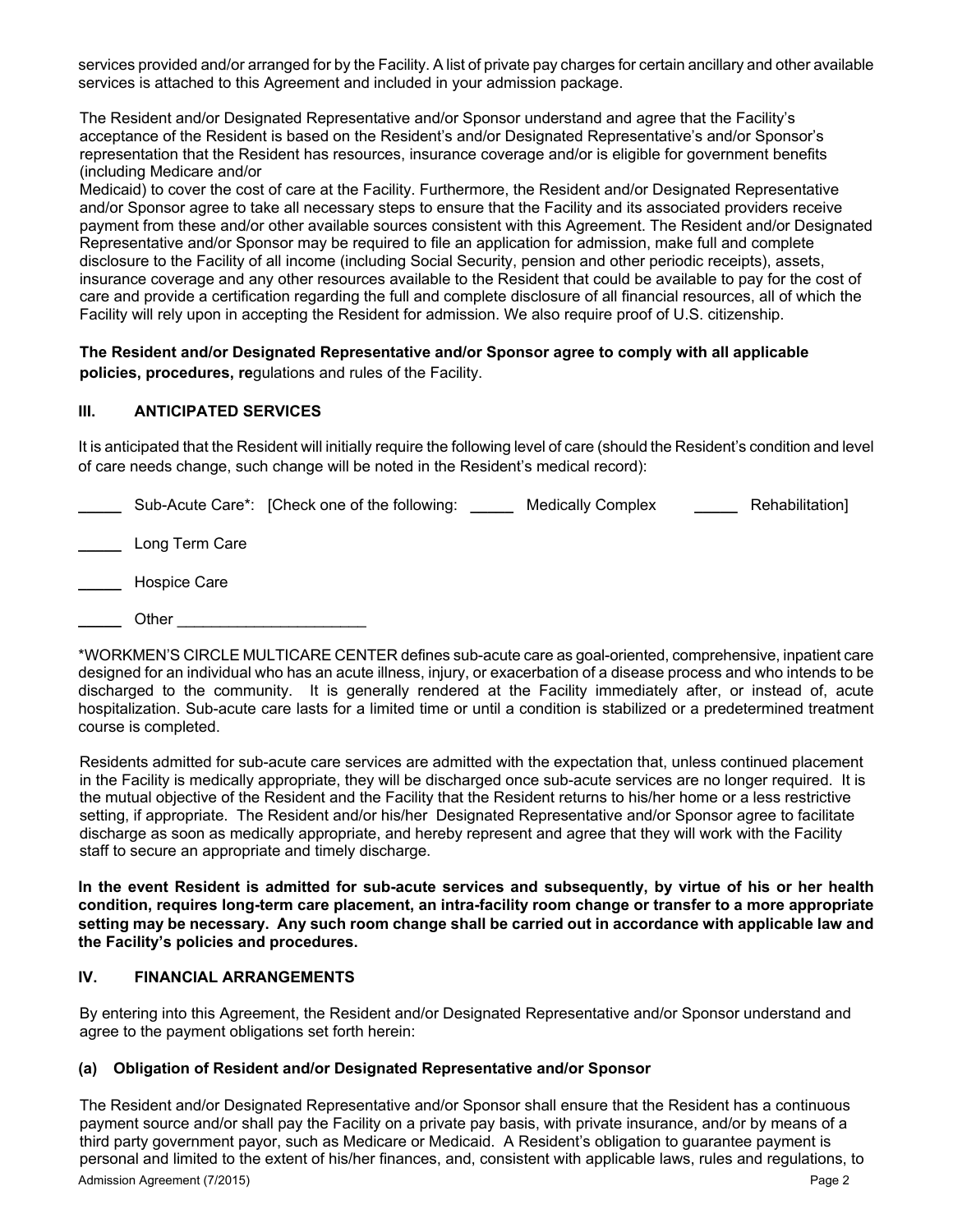services provided and/or arranged for by the Facility. A list of private pay charges for certain ancillary and other available services is attached to this Agreement and included in your admission package.

The Resident and/or Designated Representative and/or Sponsor understand and agree that the Facility's acceptance of the Resident is based on the Resident's and/or Designated Representative's and/or Sponsor's representation that the Resident has resources, insurance coverage and/or is eligible for government benefits (including Medicare and/or Medicaid) to cover the cost of care at the Facility. Furthermore, the Resident and/or Designated Representative and/or Sponsor agree to take all necessary steps to ensure that the Facility and its associated providers receive payment from these and/or other available sources consistent with this Agreement. The Resident and/or Designated Representative and/or Sponsor may be required to file an application for admission, make full and complete disclosure to the Facility of all income (including Social Security, pension and other periodic receipts), assets, insurance coverage and any other resources available to the Resident that could be available to pay for the cost of care and provide a certification regarding the full and complete disclosure of all financial resources, all of which the Facility will rely upon in accepting the Resident for admission. We also require proof of U.S. citizenship.

**The Resident and/or Designated Representative and/or Sponsor agree to comply with all applicable policies, procedures, re**gulations and rules of the Facility.

## III. ANTICIPATED SERVICES

It is anticipated that the Resident will initially require the following level of care (should the Resident's condition and level of care needs change, such change will be noted in the Resident's medical record):

_____ Sub-Acute Care*: [Check one of the following: _____ Medically Complex _____ Rehabilitation]

_____ Long Term Care

_____ Hospice Care

_____ Other ______________________

*WORKMEN'S CIRCLE MULTICARE CENTER defines sub-acute care as goal-oriented, comprehensive, inpatient care designed for an individual who has an acute illness, injury, or exacerbation of a disease process and who intends to be discharged to the community. It is generally rendered at the Facility immediately after, or instead of, acute hospitalization. Sub-acute care lasts for a limited time or until a condition is stabilized or a predetermined treatment course is completed.

Residents admitted for sub-acute care services are admitted with the expectation that, unless continued placement in the Facility is medically appropriate, they will be discharged once sub-acute services are no longer required. It is the mutual objective of the Resident and the Facility that the Resident returns to his/her home or a less restrictive setting, if appropriate. The Resident and/or his/her Designated Representative and/or Sponsor agree to facilitate discharge as soon as medically appropriate, and hereby represent and agree that they will work with the Facility staff to secure an appropriate and timely discharge.

**In the event Resident is admitted for sub-acute services and subsequently, by virtue of his or her health condition, requires long-term care placement, an intra-facility room change or transfer to a more appropriate setting may be necessary. Any such room change shall be carried out in accordance with applicable law and the Facility's policies and procedures.**

## IV. FINANCIAL ARRANGEMENTS

By entering into this Agreement, the Resident and/or Designated Representative and/or Sponsor understand and agree to the payment obligations set forth herein:

### (a) Obligation of Resident and/or Designated Representative and/or Sponsor

The Resident and/or Designated Representative and/or Sponsor shall ensure that the Resident has a continuous payment source and/or shall pay the Facility on a private pay basis, with private insurance, and/or by means of a third party government payor, such as Medicare or Medicaid. A Resident's obligation to guarantee payment is personal and limited to the extent of his/her finances, and, consistent with applicable laws, rules and regulations, to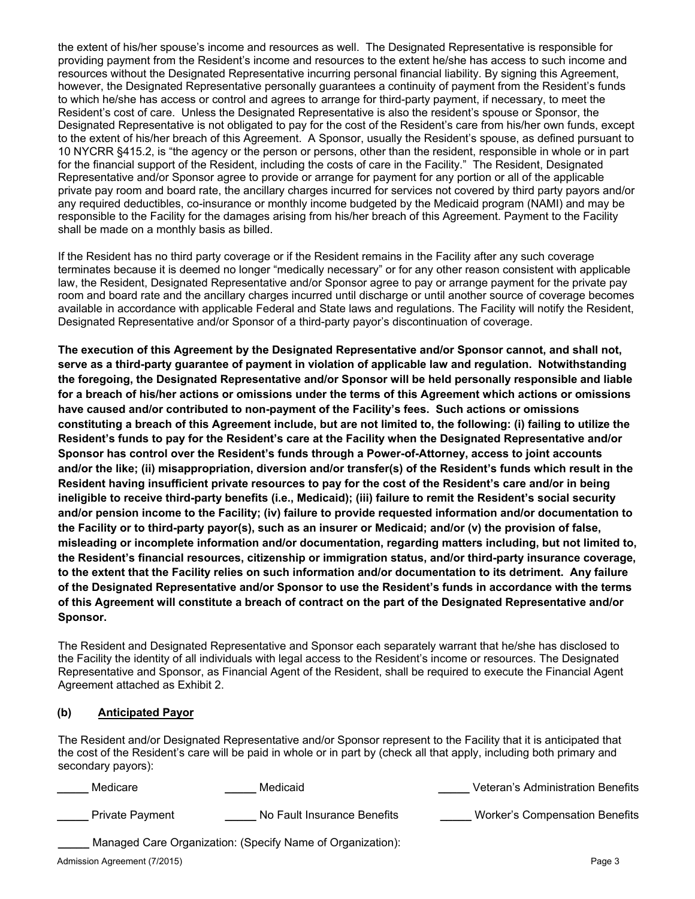the extent of his/her spouse's income and resources as well. The Designated Representative is responsible for providing payment from the Resident's income and resources to the extent he/she has access to such income and resources without the Designated Representative incurring personal financial liability. By signing this Agreement, however, the Designated Representative personally guarantees a continuity of payment from the Resident's funds to which he/she has access or control and agrees to arrange for third-party payment, if necessary, to meet the Resident's cost of care. Unless the Designated Representative is also the resident's spouse or Sponsor, the Designated Representative is not obligated to pay for the cost of the Resident's care from his/her own funds, except to the extent of his/her breach of this Agreement. A Sponsor, usually the Resident's spouse, as defined pursuant to 10 NYCRR §415.2, is "the agency or the person or persons, other than the resident, responsible in whole or in part for the financial support of the Resident, including the costs of care in the Facility." The Resident, Designated Representative and/or Sponsor agree to provide or arrange for payment for any portion or all of the applicable private pay room and board rate, the ancillary charges incurred for services not covered by third party payors and/or any required deductibles, co-insurance or monthly income budgeted by the Medicaid program (NAMI) and may be responsible to the Facility for the damages arising from his/her breach of this Agreement. Payment to the Facility shall be made on a monthly basis as billed.

If the Resident has no third party coverage or if the Resident remains in the Facility after any such coverage terminates because it is deemed no longer "medically necessary" or for any other reason consistent with applicable law, the Resident, Designated Representative and/or Sponsor agree to pay or arrange payment for the private pay room and board rate and the ancillary charges incurred until discharge or until another source of coverage becomes available in accordance with applicable Federal and State laws and regulations. The Facility will notify the Resident, Designated Representative and/or Sponsor of a third-party payor's discontinuation of coverage.

**The execution of this Agreement by the Designated Representative and/or Sponsor cannot, and shall not, serve as a third-party guarantee of payment in violation of applicable law and regulation. Notwithstanding the foregoing, the Designated Representative and/or Sponsor will be held personally responsible and liable for a breach of his/her actions or omissions under the terms of this Agreement which actions or omissions have caused and/or contributed to non-payment of the Facility's fees. Such actions or omissions constituting a breach of this Agreement include, but are not limited to, the following: (i) failing to utilize the Resident's funds to pay for the Resident's care at the Facility when the Designated Representative and/or Sponsor has control over the Resident's funds through a Power-of-Attorney, access to joint accounts and/or the like; (ii) misappropriation, diversion and/or transfer(s) of the Resident's funds which result in the Resident having insufficient private resources to pay for the cost of the Resident's care and/or in being ineligible to receive third-party benefits (i.e., Medicaid); (iii) failure to remit the Resident's social security and/or pension income to the Facility; (iv) failure to provide requested information and/or documentation to the Facility or to third-party payor(s), such as an insurer or Medicaid; and/or (v) the provision of false, misleading or incomplete information and/or documentation, regarding matters including, but not limited to, the Resident's financial resources, citizenship or immigration status, and/or third-party insurance coverage, to the extent that the Facility relies on such information and/or documentation to its detriment. Any failure of the Designated Representative and/or Sponsor to use the Resident's funds in accordance with the terms of this Agreement will constitute a breach of contract on the part of the Designated Representative and/or Sponsor.**

The Resident and Designated Representative and Sponsor each separately warrant that he/she has disclosed to the Facility the identity of all individuals with legal access to the Resident's income or resources. The Designated Representative and Sponsor, as Financial Agent of the Resident, shall be required to execute the Financial Agent Agreement attached as Exhibit 2.

### (b) Anticipated Payor

The Resident and/or Designated Representative and/or Sponsor represent to the Facility that it is anticipated that the cost of the Resident's care will be paid in whole or in part by (check all that apply, including both primary and secondary payors):

_____ Medicare    _____ Medicaid    _____ Veteran's Administration Benefits

_____ Private Payment    _____ No Fault Insurance Benefits    _____ Worker's Compensation Benefits

_____ Managed Care Organization: (Specify Name of Organization):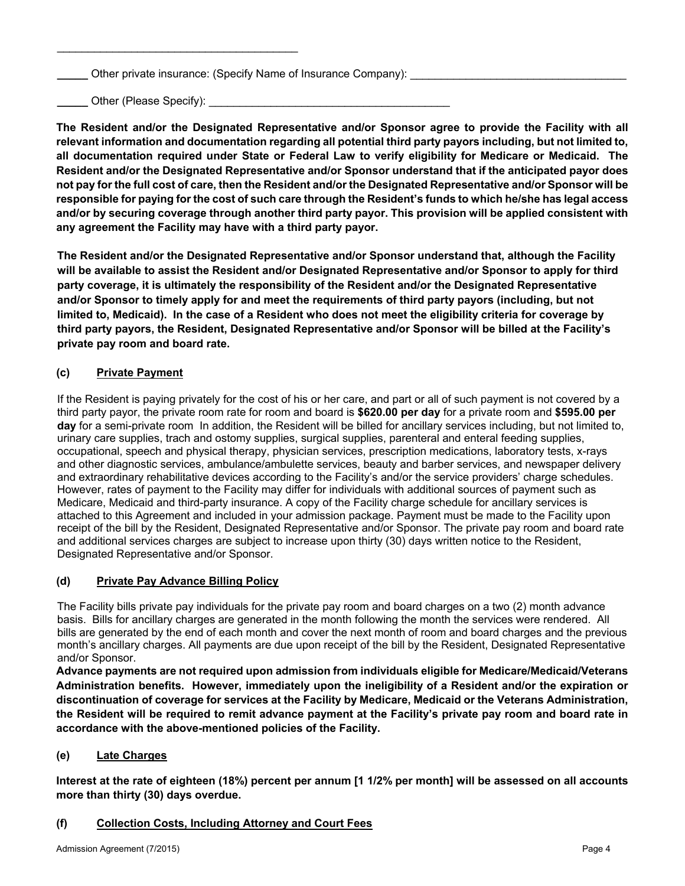\_\_\_\_\_\_\_\_\_\_\_\_\_\_\_\_\_\_\_\_\_\_\_\_\_\_\_\_\_\_\_\_\_\_\_\_\_\_\_\_

\_\_\_\_\_ Other private insurance: (Specify Name of Insurance Company): \_\_\_\_\_\_\_\_\_\_\_\_\_\_\_\_\_\_\_\_\_\_\_\_\_\_\_\_\_\_\_\_\_\_\_

\_\_\_\_\_ Other (Please Specify): \_\_\_\_\_\_\_\_\_\_\_\_\_\_\_\_\_\_\_\_\_\_\_\_\_\_\_\_\_\_\_\_\_\_\_\_\_\_\_\_

**The Resident and/or the Designated Representative and/or Sponsor agree to provide the Facility with all relevant information and documentation regarding all potential third party payors including, but not limited to, all documentation required under State or Federal Law to verify eligibility for Medicare or Medicaid. The Resident and/or the Designated Representative and/or Sponsor understand that if the anticipated payor does not pay for the full cost of care, then the Resident and/or the Designated Representative and/or Sponsor will be responsible for paying for the cost of such care through the Resident's funds to which he/she has legal access and/or by securing coverage through another third party payor. This provision will be applied consistent with any agreement the Facility may have with a third party payor.**

**The Resident and/or the Designated Representative and/or Sponsor understand that, although the Facility will be available to assist the Resident and/or Designated Representative and/or Sponsor to apply for third party coverage, it is ultimately the responsibility of the Resident and/or the Designated Representative and/or Sponsor to timely apply for and meet the requirements of third party payors (including, but not limited to, Medicaid). In the case of a Resident who does not meet the eligibility criteria for coverage by third party payors, the Resident, Designated Representative and/or Sponsor will be billed at the Facility's private pay room and board rate.**

### (c) Private Payment

If the Resident is paying privately for the cost of his or her care, and part or all of such payment is not covered by a third party payor, the private room rate for room and board is **$620.00 per day** for a private room and **$595.00 per day** for a semi-private room In addition, the Resident will be billed for ancillary services including, but not limited to, urinary care supplies, trach and ostomy supplies, surgical supplies, parenteral and enteral feeding supplies, occupational, speech and physical therapy, physician services, prescription medications, laboratory tests, x-rays and other diagnostic services, ambulance/ambulette services, beauty and barber services, and newspaper delivery and extraordinary rehabilitative devices according to the Facility's and/or the service providers' charge schedules. However, rates of payment to the Facility may differ for individuals with additional sources of payment such as Medicare, Medicaid and third-party insurance. A copy of the Facility charge schedule for ancillary services is attached to this Agreement and included in your admission package. Payment must be made to the Facility upon receipt of the bill by the Resident, Designated Representative and/or Sponsor. The private pay room and board rate and additional services charges are subject to increase upon thirty (30) days written notice to the Resident, Designated Representative and/or Sponsor.

### (d) Private Pay Advance Billing Policy

The Facility bills private pay individuals for the private pay room and board charges on a two (2) month advance basis. Bills for ancillary charges are generated in the month following the month the services were rendered. All bills are generated by the end of each month and cover the next month of room and board charges and the previous month's ancillary charges. All payments are due upon receipt of the bill by the Resident, Designated Representative and/or Sponsor.

**Advance payments are not required upon admission from individuals eligible for Medicare/Medicaid/Veterans Administration benefits. However, immediately upon the ineligibility of a Resident and/or the expiration or discontinuation of coverage for services at the Facility by Medicare, Medicaid or the Veterans Administration, the Resident will be required to remit advance payment at the Facility's private pay room and board rate in accordance with the above-mentioned policies of the Facility.**

### (e) Late Charges

**Interest at the rate of eighteen (18%) percent per annum [1 1/2% per month] will be assessed on all accounts more than thirty (30) days overdue.**

### (f) Collection Costs, Including Attorney and Court Fees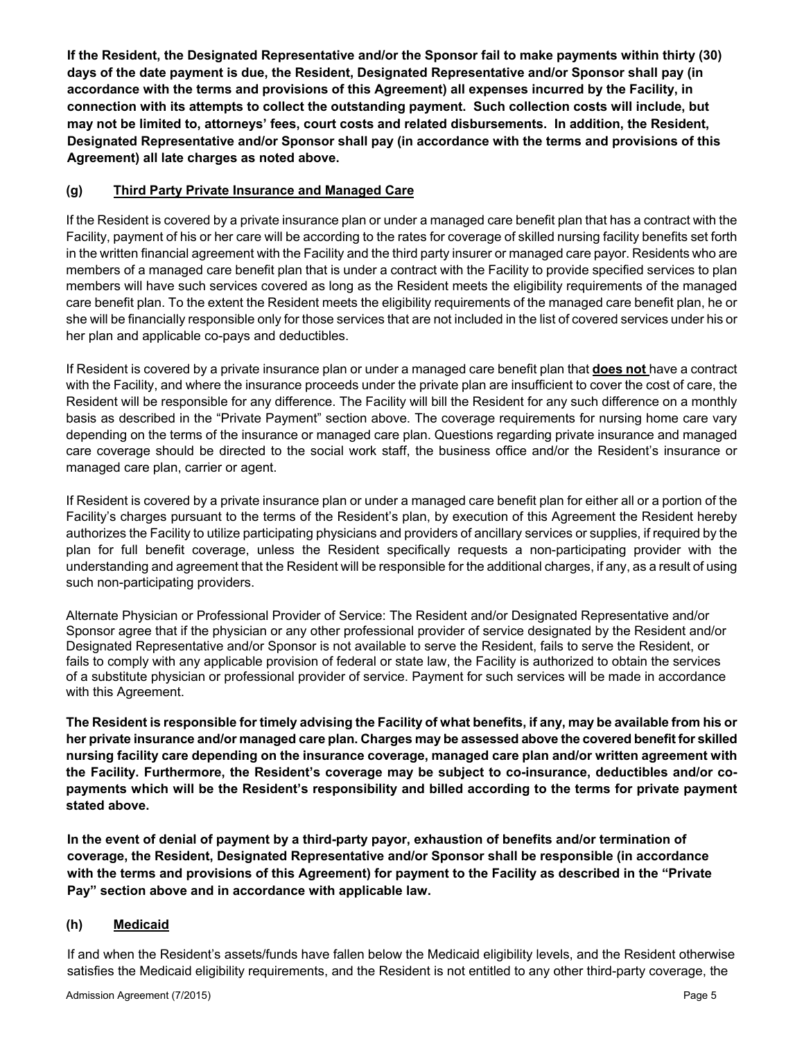**If the Resident, the Designated Representative and/or the Sponsor fail to make payments within thirty (30) days of the date payment is due, the Resident, Designated Representative and/or Sponsor shall pay (in accordance with the terms and provisions of this Agreement) all expenses incurred by the Facility, in connection with its attempts to collect the outstanding payment. Such collection costs will include, but may not be limited to, attorneys' fees, court costs and related disbursements. In addition, the Resident, Designated Representative and/or Sponsor shall pay (in accordance with the terms and provisions of this Agreement) all late charges as noted above.**

### (g) Third Party Private Insurance and Managed Care

If the Resident is covered by a private insurance plan or under a managed care benefit plan that has a contract with the Facility, payment of his or her care will be according to the rates for coverage of skilled nursing facility benefits set forth in the written financial agreement with the Facility and the third party insurer or managed care payor. Residents who are members of a managed care benefit plan that is under a contract with the Facility to provide specified services to plan members will have such services covered as long as the Resident meets the eligibility requirements of the managed care benefit plan. To the extent the Resident meets the eligibility requirements of the managed care benefit plan, he or she will be financially responsible only for those services that are not included in the list of covered services under his or her plan and applicable co-pays and deductibles.

If Resident is covered by a private insurance plan or under a managed care benefit plan that **does not** have a contract with the Facility, and where the insurance proceeds under the private plan are insufficient to cover the cost of care, the Resident will be responsible for any difference. The Facility will bill the Resident for any such difference on a monthly basis as described in the "Private Payment" section above. The coverage requirements for nursing home care vary depending on the terms of the insurance or managed care plan. Questions regarding private insurance and managed care coverage should be directed to the social work staff, the business office and/or the Resident's insurance or managed care plan, carrier or agent.

If Resident is covered by a private insurance plan or under a managed care benefit plan for either all or a portion of the Facility's charges pursuant to the terms of the Resident's plan, by execution of this Agreement the Resident hereby authorizes the Facility to utilize participating physicians and providers of ancillary services or supplies, if required by the plan for full benefit coverage, unless the Resident specifically requests a non-participating provider with the understanding and agreement that the Resident will be responsible for the additional charges, if any, as a result of using such non-participating providers.

Alternate Physician or Professional Provider of Service: The Resident and/or Designated Representative and/or Sponsor agree that if the physician or any other professional provider of service designated by the Resident and/or Designated Representative and/or Sponsor is not available to serve the Resident, fails to serve the Resident, or fails to comply with any applicable provision of federal or state law, the Facility is authorized to obtain the services of a substitute physician or professional provider of service. Payment for such services will be made in accordance with this Agreement.

**The Resident is responsible for timely advising the Facility of what benefits, if any, may be available from his or her private insurance and/or managed care plan. Charges may be assessed above the covered benefit for skilled nursing facility care depending on the insurance coverage, managed care plan and/or written agreement with the Facility. Furthermore, the Resident's coverage may be subject to co-insurance, deductibles and/or co-payments which will be the Resident's responsibility and billed according to the terms for private payment stated above.**

**In the event of denial of payment by a third-party payor, exhaustion of benefits and/or termination of coverage, the Resident, Designated Representative and/or Sponsor shall be responsible (in accordance with the terms and provisions of this Agreement) for payment to the Facility as described in the "Private Pay" section above and in accordance with applicable law.**

### (h) Medicaid

If and when the Resident's assets/funds have fallen below the Medicaid eligibility levels, and the Resident otherwise satisfies the Medicaid eligibility requirements, and the Resident is not entitled to any other third-party coverage, the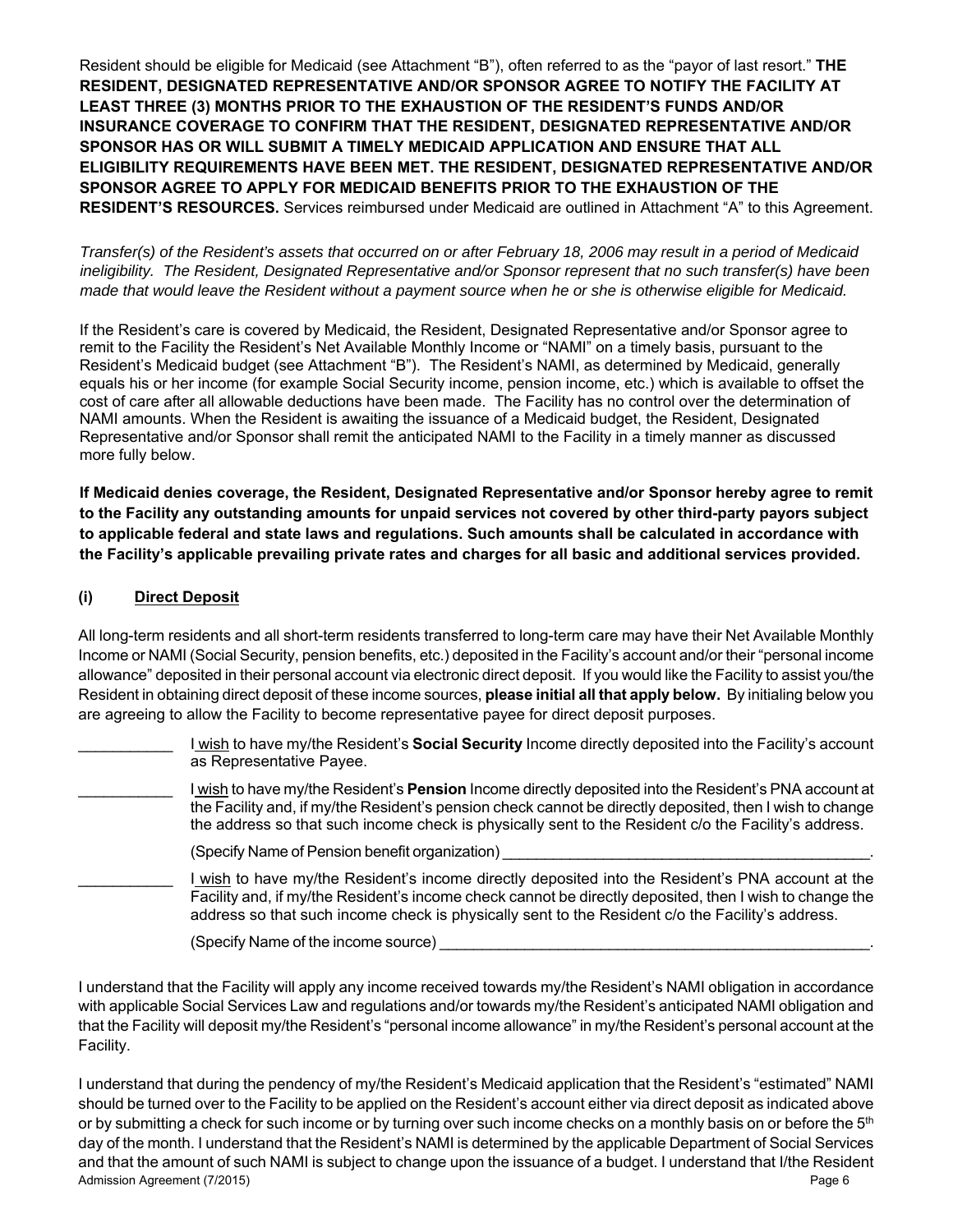Resident should be eligible for Medicaid (see Attachment "B"), often referred to as the "payor of last resort." **THE RESIDENT, DESIGNATED REPRESENTATIVE AND/OR SPONSOR AGREE TO NOTIFY THE FACILITY AT LEAST THREE (3) MONTHS PRIOR TO THE EXHAUSTION OF THE RESIDENT'S FUNDS AND/OR INSURANCE COVERAGE TO CONFIRM THAT THE RESIDENT, DESIGNATED REPRESENTATIVE AND/OR SPONSOR HAS OR WILL SUBMIT A TIMELY MEDICAID APPLICATION AND ENSURE THAT ALL ELIGIBILITY REQUIREMENTS HAVE BEEN MET. THE RESIDENT, DESIGNATED REPRESENTATIVE AND/OR SPONSOR AGREE TO APPLY FOR MEDICAID BENEFITS PRIOR TO THE EXHAUSTION OF THE RESIDENT'S RESOURCES.** Services reimbursed under Medicaid are outlined in Attachment "A" to this Agreement.

*Transfer(s) of the Resident's assets that occurred on or after February 18, 2006 may result in a period of Medicaid ineligibility. The Resident, Designated Representative and/or Sponsor represent that no such transfer(s) have been made that would leave the Resident without a payment source when he or she is otherwise eligible for Medicaid.*

If the Resident's care is covered by Medicaid, the Resident, Designated Representative and/or Sponsor agree to remit to the Facility the Resident's Net Available Monthly Income or "NAMI" on a timely basis, pursuant to the Resident's Medicaid budget (see Attachment "B"). The Resident's NAMI, as determined by Medicaid, generally equals his or her income (for example Social Security income, pension income, etc.) which is available to offset the cost of care after all allowable deductions have been made. The Facility has no control over the determination of NAMI amounts. When the Resident is awaiting the issuance of a Medicaid budget, the Resident, Designated Representative and/or Sponsor shall remit the anticipated NAMI to the Facility in a timely manner as discussed more fully below.

**If Medicaid denies coverage, the Resident, Designated Representative and/or Sponsor hereby agree to remit to the Facility any outstanding amounts for unpaid services not covered by other third-party payors subject to applicable federal and state laws and regulations. Such amounts shall be calculated in accordance with the Facility's applicable prevailing private rates and charges for all basic and additional services provided.**

**(i) Direct Deposit**

All long-term residents and all short-term residents transferred to long-term care may have their Net Available Monthly Income or NAMI (Social Security, pension benefits, etc.) deposited in the Facility's account and/or their "personal income allowance" deposited in their personal account via electronic direct deposit. If you would like the Facility to assist you/the Resident in obtaining direct deposit of these income sources, **please initial all that apply below.** By initialing below you are agreeing to allow the Facility to become representative payee for direct deposit purposes.

___________ I wish to have my/the Resident's **Social Security** Income directly deposited into the Facility's account as Representative Payee.

___________ I wish to have my/the Resident's **Pension** Income directly deposited into the Resident's PNA account at the Facility and, if my/the Resident's pension check cannot be directly deposited, then I wish to change the address so that such income check is physically sent to the Resident c/o the Facility's address.

(Specify Name of Pension benefit organization) ____________________________________________.

___________ I wish to have my/the Resident's income directly deposited into the Resident's PNA account at the Facility and, if my/the Resident's income check cannot be directly deposited, then I wish to change the address so that such income check is physically sent to the Resident c/o the Facility's address.

(Specify Name of the income source) ____________________________________________________.

I understand that the Facility will apply any income received towards my/the Resident's NAMI obligation in accordance with applicable Social Services Law and regulations and/or towards my/the Resident's anticipated NAMI obligation and that the Facility will deposit my/the Resident's "personal income allowance" in my/the Resident's personal account at the Facility.

I understand that during the pendency of my/the Resident's Medicaid application that the Resident's "estimated" NAMI should be turned over to the Facility to be applied on the Resident's account either via direct deposit as indicated above or by submitting a check for such income or by turning over such income checks on a monthly basis on or before the 5th day of the month. I understand that the Resident's NAMI is determined by the applicable Department of Social Services and that the amount of such NAMI is subject to change upon the issuance of a budget. I understand that I/the Resident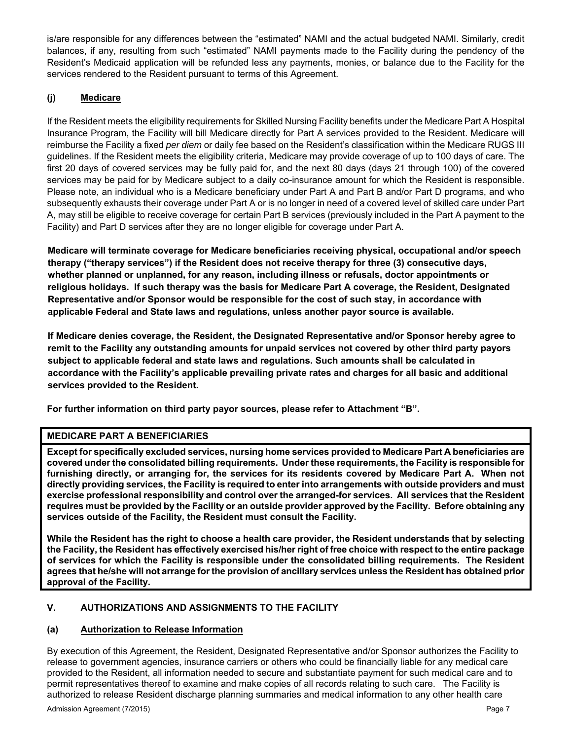is/are responsible for any differences between the "estimated" NAMI and the actual budgeted NAMI. Similarly, credit balances, if any, resulting from such "estimated" NAMI payments made to the Facility during the pendency of the Resident's Medicaid application will be refunded less any payments, monies, or balance due to the Facility for the services rendered to the Resident pursuant to terms of this Agreement.

### (j) Medicare

If the Resident meets the eligibility requirements for Skilled Nursing Facility benefits under the Medicare Part A Hospital Insurance Program, the Facility will bill Medicare directly for Part A services provided to the Resident. Medicare will reimburse the Facility a fixed *per diem* or daily fee based on the Resident's classification within the Medicare RUGS III guidelines. If the Resident meets the eligibility criteria, Medicare may provide coverage of up to 100 days of care. The first 20 days of covered services may be fully paid for, and the next 80 days (days 21 through 100) of the covered services may be paid for by Medicare subject to a daily co-insurance amount for which the Resident is responsible. Please note, an individual who is a Medicare beneficiary under Part A and Part B and/or Part D programs, and who subsequently exhausts their coverage under Part A or is no longer in need of a covered level of skilled care under Part A, may still be eligible to receive coverage for certain Part B services (previously included in the Part A payment to the Facility) and Part D services after they are no longer eligible for coverage under Part A.

**Medicare will terminate coverage for Medicare beneficiaries receiving physical, occupational and/or speech therapy ("therapy services") if the Resident does not receive therapy for three (3) consecutive days, whether planned or unplanned, for any reason, including illness or refusals, doctor appointments or religious holidays. If such therapy was the basis for Medicare Part A coverage, the Resident, Designated Representative and/or Sponsor would be responsible for the cost of such stay, in accordance with applicable Federal and State laws and regulations, unless another payor source is available.**

**If Medicare denies coverage, the Resident, the Designated Representative and/or Sponsor hereby agree to remit to the Facility any outstanding amounts for unpaid services not covered by other third party payors subject to applicable federal and state laws and regulations. Such amounts shall be calculated in accordance with the Facility's applicable prevailing private rates and charges for all basic and additional services provided to the Resident.**

**For further information on third party payor sources, please refer to Attachment "B".**

**MEDICARE PART A BENEFICIARIES**

**Except for specifically excluded services, nursing home services provided to Medicare Part A beneficiaries are covered under the consolidated billing requirements. Under these requirements, the Facility is responsible for furnishing directly, or arranging for, the services for its residents covered by Medicare Part A. When not directly providing services, the Facility is required to enter into arrangements with outside providers and must exercise professional responsibility and control over the arranged-for services. All services that the Resident requires must be provided by the Facility or an outside provider approved by the Facility. Before obtaining any services outside of the Facility, the Resident must consult the Facility.**

**While the Resident has the right to choose a health care provider, the Resident understands that by selecting the Facility, the Resident has effectively exercised his/her right of free choice with respect to the entire package of services for which the Facility is responsible under the consolidated billing requirements. The Resident agrees that he/she will not arrange for the provision of ancillary services unless the Resident has obtained prior approval of the Facility.**

## V. AUTHORIZATIONS AND ASSIGNMENTS TO THE FACILITY

### (a) Authorization to Release Information

By execution of this Agreement, the Resident, Designated Representative and/or Sponsor authorizes the Facility to release to government agencies, insurance carriers or others who could be financially liable for any medical care provided to the Resident, all information needed to secure and substantiate payment for such medical care and to permit representatives thereof to examine and make copies of all records relating to such care. The Facility is authorized to release Resident discharge planning summaries and medical information to any other health care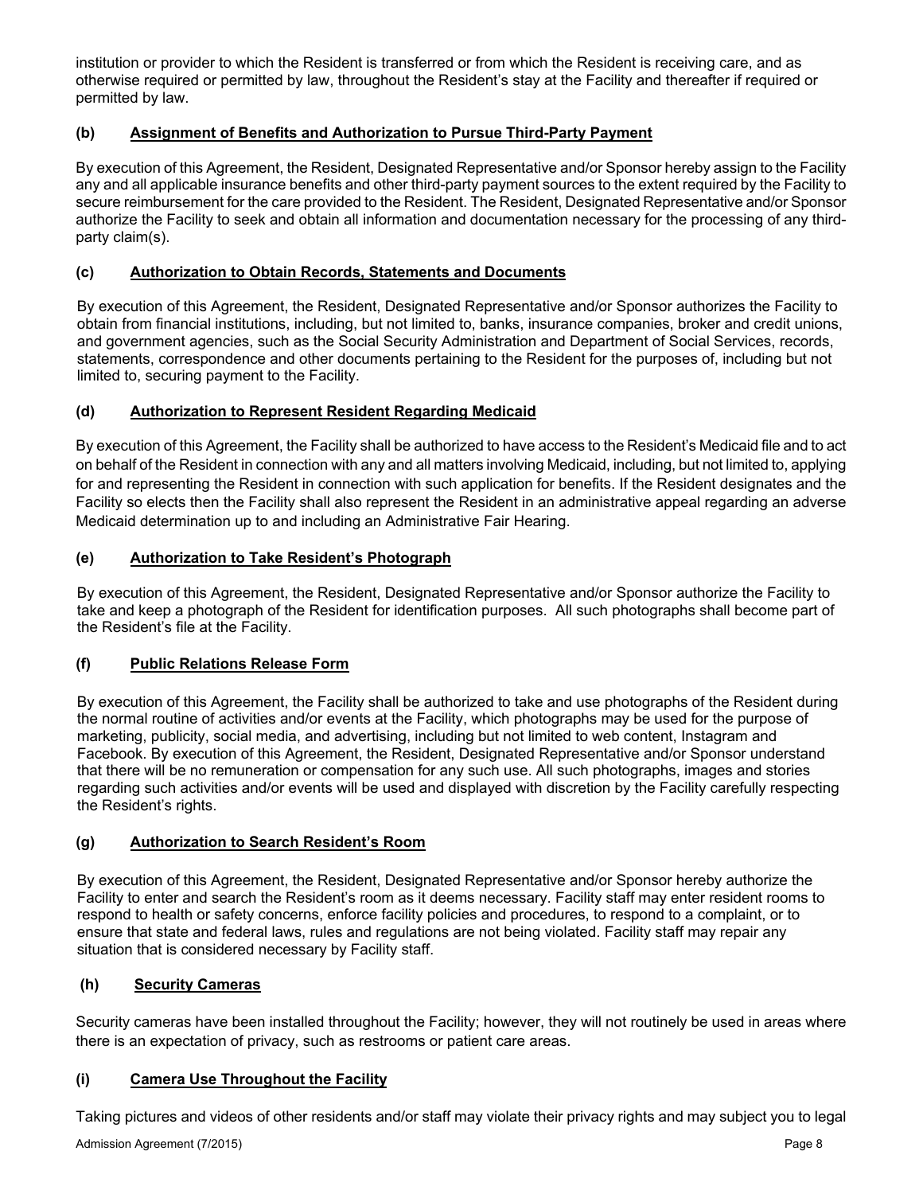institution or provider to which the Resident is transferred or from which the Resident is receiving care, and as otherwise required or permitted by law, throughout the Resident's stay at the Facility and thereafter if required or permitted by law.

**(b) <u>Assignment of Benefits and Authorization to Pursue Third-Party Payment</u>**

By execution of this Agreement, the Resident, Designated Representative and/or Sponsor hereby assign to the Facility any and all applicable insurance benefits and other third-party payment sources to the extent required by the Facility to secure reimbursement for the care provided to the Resident. The Resident, Designated Representative and/or Sponsor authorize the Facility to seek and obtain all information and documentation necessary for the processing of any third-party claim(s).

**(c) <u>Authorization to Obtain Records, Statements and Documents</u>**

By execution of this Agreement, the Resident, Designated Representative and/or Sponsor authorizes the Facility to obtain from financial institutions, including, but not limited to, banks, insurance companies, broker and credit unions, and government agencies, such as the Social Security Administration and Department of Social Services, records, statements, correspondence and other documents pertaining to the Resident for the purposes of, including but not limited to, securing payment to the Facility.

**(d) <u>Authorization to Represent Resident Regarding Medicaid</u>**

By execution of this Agreement, the Facility shall be authorized to have access to the Resident's Medicaid file and to act on behalf of the Resident in connection with any and all matters involving Medicaid, including, but not limited to, applying for and representing the Resident in connection with such application for benefits. If the Resident designates and the Facility so elects then the Facility shall also represent the Resident in an administrative appeal regarding an adverse Medicaid determination up to and including an Administrative Fair Hearing.

**(e) <u>Authorization to Take Resident's Photograph</u>**

By execution of this Agreement, the Resident, Designated Representative and/or Sponsor authorize the Facility to take and keep a photograph of the Resident for identification purposes. All such photographs shall become part of the Resident's file at the Facility.

**(f) <u>Public Relations Release Form</u>**

By execution of this Agreement, the Facility shall be authorized to take and use photographs of the Resident during the normal routine of activities and/or events at the Facility, which photographs may be used for the purpose of marketing, publicity, social media, and advertising, including but not limited to web content, Instagram and Facebook. By execution of this Agreement, the Resident, Designated Representative and/or Sponsor understand that there will be no remuneration or compensation for any such use. All such photographs, images and stories regarding such activities and/or events will be used and displayed with discretion by the Facility carefully respecting the Resident's rights.

**(g) <u>Authorization to Search Resident's Room</u>**

By execution of this Agreement, the Resident, Designated Representative and/or Sponsor hereby authorize the Facility to enter and search the Resident's room as it deems necessary. Facility staff may enter resident rooms to respond to health or safety concerns, enforce facility policies and procedures, to respond to a complaint, or to ensure that state and federal laws, rules and regulations are not being violated. Facility staff may repair any situation that is considered necessary by Facility staff.

**(h) <u>Security Cameras</u>**

Security cameras have been installed throughout the Facility; however, they will not routinely be used in areas where there is an expectation of privacy, such as restrooms or patient care areas.

**(i) <u>Camera Use Throughout the Facility</u>**

Taking pictures and videos of other residents and/or staff may violate their privacy rights and may subject you to legal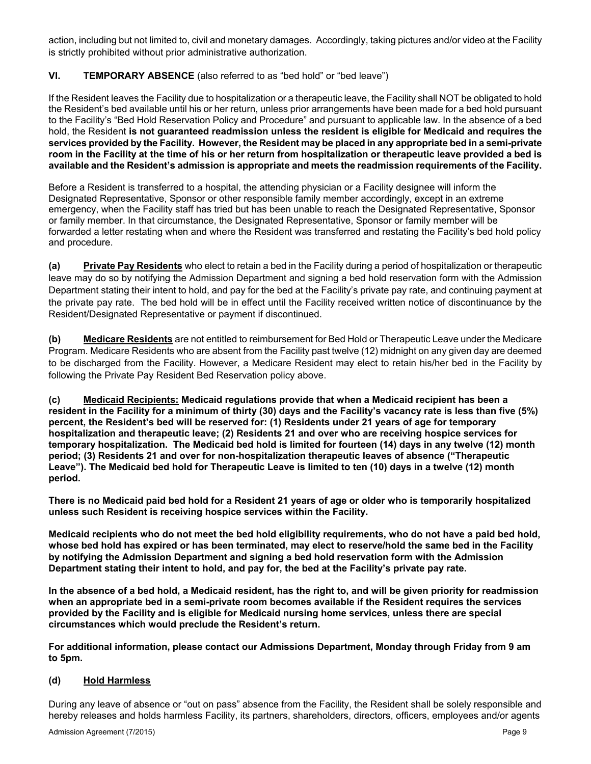action, including but not limited to, civil and monetary damages. Accordingly, taking pictures and/or video at the Facility is strictly prohibited without prior administrative authorization.

## VI. **TEMPORARY ABSENCE** (also referred to as "bed hold" or "bed leave")

If the Resident leaves the Facility due to hospitalization or a therapeutic leave, the Facility shall NOT be obligated to hold the Resident's bed available until his or her return, unless prior arrangements have been made for a bed hold pursuant to the Facility's "Bed Hold Reservation Policy and Procedure" and pursuant to applicable law. In the absence of a bed hold, the Resident **is not guaranteed readmission unless the resident is eligible for Medicaid and requires the services provided by the Facility. However, the Resident may be placed in any appropriate bed in a semi-private room in the Facility at the time of his or her return from hospitalization or therapeutic leave provided a bed is available and the Resident's admission is appropriate and meets the readmission requirements of the Facility.**

Before a Resident is transferred to a hospital, the attending physician or a Facility designee will inform the Designated Representative, Sponsor or other responsible family member accordingly, except in an extreme emergency, when the Facility staff has tried but has been unable to reach the Designated Representative, Sponsor or family member. In that circumstance, the Designated Representative, Sponsor or family member will be forwarded a letter restating when and where the Resident was transferred and restating the Facility's bed hold policy and procedure.

**(a) Private Pay Residents** who elect to retain a bed in the Facility during a period of hospitalization or therapeutic leave may do so by notifying the Admission Department and signing a bed hold reservation form with the Admission Department stating their intent to hold, and pay for the bed at the Facility's private pay rate, and continuing payment at the private pay rate. The bed hold will be in effect until the Facility received written notice of discontinuance by the Resident/Designated Representative or payment if discontinued.

**(b) Medicare Residents** are not entitled to reimbursement for Bed Hold or Therapeutic Leave under the Medicare Program. Medicare Residents who are absent from the Facility past twelve (12) midnight on any given day are deemed to be discharged from the Facility. However, a Medicare Resident may elect to retain his/her bed in the Facility by following the Private Pay Resident Bed Reservation policy above.

**(c) Medicaid Recipients: Medicaid regulations provide that when a Medicaid recipient has been a resident in the Facility for a minimum of thirty (30) days and the Facility's vacancy rate is less than five (5%) percent, the Resident's bed will be reserved for: (1) Residents under 21 years of age for temporary hospitalization and therapeutic leave; (2) Residents 21 and over who are receiving hospice services for temporary hospitalization. The Medicaid bed hold is limited for fourteen (14) days in any twelve (12) month period; (3) Residents 21 and over for non-hospitalization therapeutic leaves of absence ("Therapeutic Leave"). The Medicaid bed hold for Therapeutic Leave is limited to ten (10) days in a twelve (12) month period.**

**There is no Medicaid paid bed hold for a Resident 21 years of age or older who is temporarily hospitalized unless such Resident is receiving hospice services within the Facility.**

**Medicaid recipients who do not meet the bed hold eligibility requirements, who do not have a paid bed hold, whose bed hold has expired or has been terminated, may elect to reserve/hold the same bed in the Facility by notifying the Admission Department and signing a bed hold reservation form with the Admission Department stating their intent to hold, and pay for, the bed at the Facility's private pay rate.**

**In the absence of a bed hold, a Medicaid resident, has the right to, and will be given priority for readmission when an appropriate bed in a semi-private room becomes available if the Resident requires the services provided by the Facility and is eligible for Medicaid nursing home services, unless there are special circumstances which would preclude the Resident's return.**

**For additional information, please contact our Admissions Department, Monday through Friday from 9 am to 5pm.**

**(d) Hold Harmless**

During any leave of absence or "out on pass" absence from the Facility, the Resident shall be solely responsible and hereby releases and holds harmless Facility, its partners, shareholders, directors, officers, employees and/or agents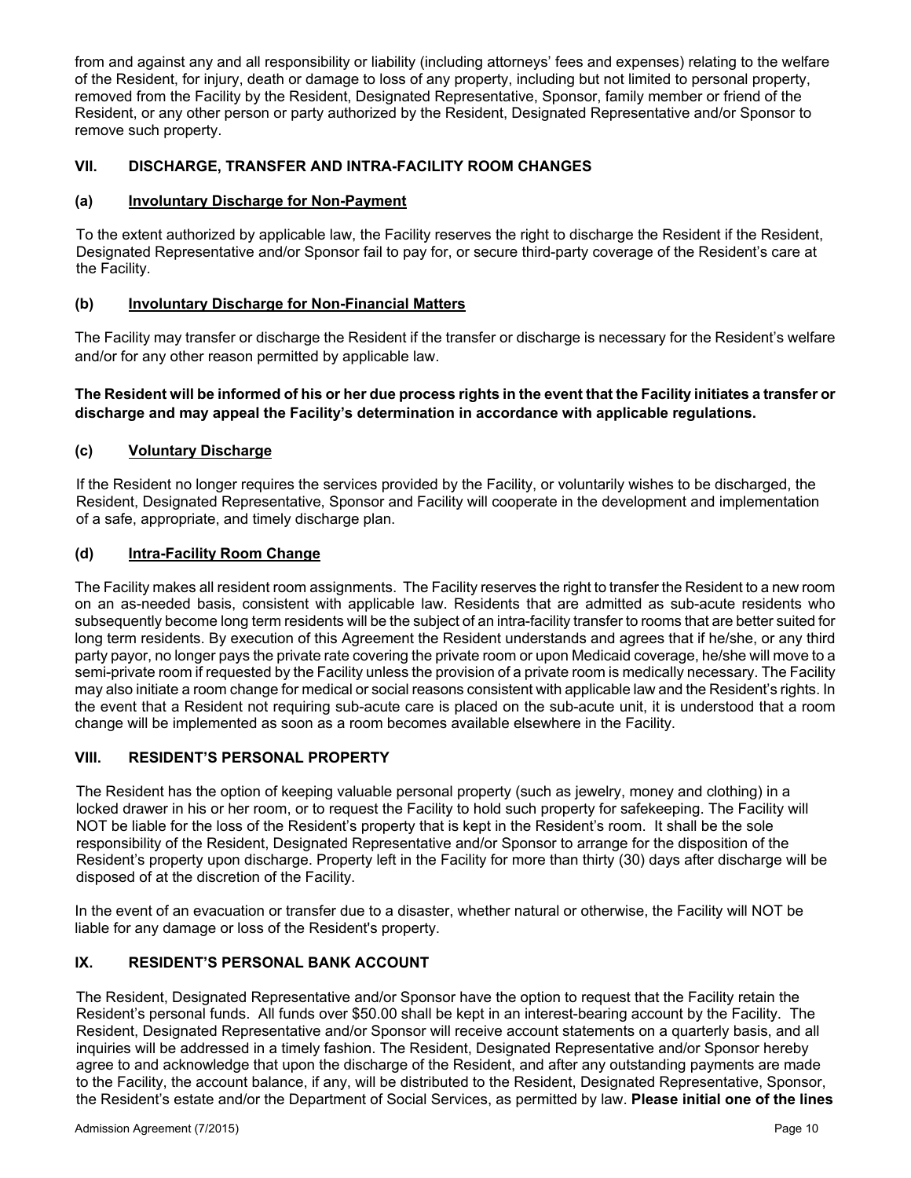from and against any and all responsibility or liability (including attorneys' fees and expenses) relating to the welfare of the Resident, for injury, death or damage to loss of any property, including but not limited to personal property, removed from the Facility by the Resident, Designated Representative, Sponsor, family member or friend of the Resident, or any other person or party authorized by the Resident, Designated Representative and/or Sponsor to remove such property.

## VII. DISCHARGE, TRANSFER AND INTRA-FACILITY ROOM CHANGES

### (a) Involuntary Discharge for Non-Payment

To the extent authorized by applicable law, the Facility reserves the right to discharge the Resident if the Resident, Designated Representative and/or Sponsor fail to pay for, or secure third-party coverage of the Resident's care at the Facility.

### (b) Involuntary Discharge for Non-Financial Matters

The Facility may transfer or discharge the Resident if the transfer or discharge is necessary for the Resident's welfare and/or for any other reason permitted by applicable law.

**The Resident will be informed of his or her due process rights in the event that the Facility initiates a transfer or discharge and may appeal the Facility's determination in accordance with applicable regulations.**

### (c) Voluntary Discharge

If the Resident no longer requires the services provided by the Facility, or voluntarily wishes to be discharged, the Resident, Designated Representative, Sponsor and Facility will cooperate in the development and implementation of a safe, appropriate, and timely discharge plan.

### (d) Intra-Facility Room Change

The Facility makes all resident room assignments. The Facility reserves the right to transfer the Resident to a new room on an as-needed basis, consistent with applicable law. Residents that are admitted as sub-acute residents who subsequently become long term residents will be the subject of an intra-facility transfer to rooms that are better suited for long term residents. By execution of this Agreement the Resident understands and agrees that if he/she, or any third party payor, no longer pays the private rate covering the private room or upon Medicaid coverage, he/she will move to a semi-private room if requested by the Facility unless the provision of a private room is medically necessary. The Facility may also initiate a room change for medical or social reasons consistent with applicable law and the Resident's rights. In the event that a Resident not requiring sub-acute care is placed on the sub-acute unit, it is understood that a room change will be implemented as soon as a room becomes available elsewhere in the Facility.

## VIII. RESIDENT'S PERSONAL PROPERTY

The Resident has the option of keeping valuable personal property (such as jewelry, money and clothing) in a locked drawer in his or her room, or to request the Facility to hold such property for safekeeping. The Facility will NOT be liable for the loss of the Resident's property that is kept in the Resident's room. It shall be the sole responsibility of the Resident, Designated Representative and/or Sponsor to arrange for the disposition of the Resident's property upon discharge. Property left in the Facility for more than thirty (30) days after discharge will be disposed of at the discretion of the Facility.

In the event of an evacuation or transfer due to a disaster, whether natural or otherwise, the Facility will NOT be liable for any damage or loss of the Resident's property.

## IX. RESIDENT'S PERSONAL BANK ACCOUNT

The Resident, Designated Representative and/or Sponsor have the option to request that the Facility retain the Resident's personal funds. All funds over $50.00 shall be kept in an interest-bearing account by the Facility. The Resident, Designated Representative and/or Sponsor will receive account statements on a quarterly basis, and all inquiries will be addressed in a timely fashion. The Resident, Designated Representative and/or Sponsor hereby agree to and acknowledge that upon the discharge of the Resident, and after any outstanding payments are made to the Facility, the account balance, if any, will be distributed to the Resident, Designated Representative, Sponsor, the Resident's estate and/or the Department of Social Services, as permitted by law. **Please initial one of the lines**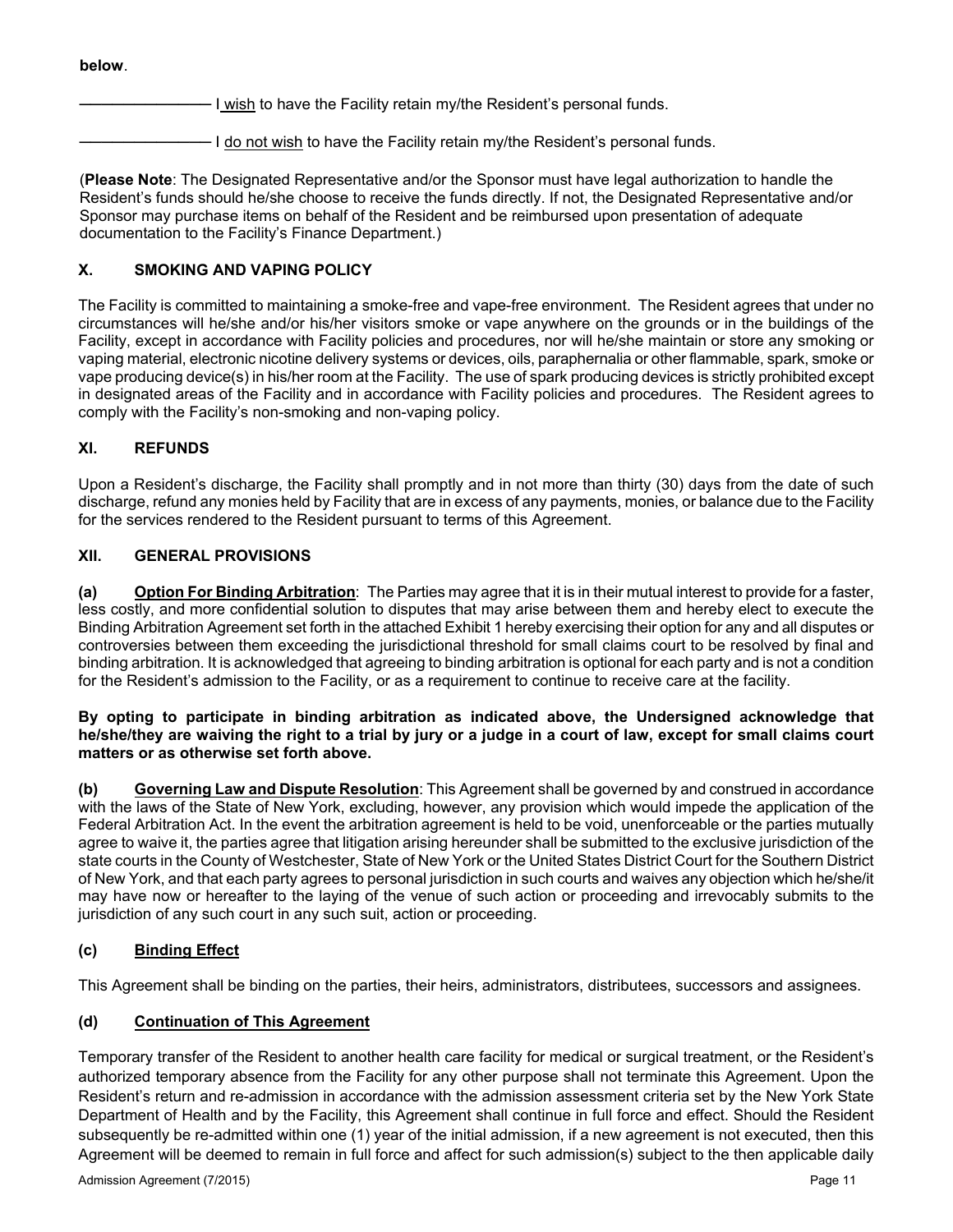**below**.

\_\_\_\_\_\_\_\_\_\_\_\_\_\_\_\_ I wish to have the Facility retain my/the Resident's personal funds.

\_\_\_\_\_\_\_\_\_\_\_\_\_\_\_\_ I do not wish to have the Facility retain my/the Resident's personal funds.

(**Please Note**: The Designated Representative and/or the Sponsor must have legal authorization to handle the Resident's funds should he/she choose to receive the funds directly. If not, the Designated Representative and/or Sponsor may purchase items on behalf of the Resident and be reimbursed upon presentation of adequate documentation to the Facility's Finance Department.)

## X. SMOKING AND VAPING POLICY

The Facility is committed to maintaining a smoke-free and vape-free environment. The Resident agrees that under no circumstances will he/she and/or his/her visitors smoke or vape anywhere on the grounds or in the buildings of the Facility, except in accordance with Facility policies and procedures, nor will he/she maintain or store any smoking or vaping material, electronic nicotine delivery systems or devices, oils, paraphernalia or other flammable, spark, smoke or vape producing device(s) in his/her room at the Facility. The use of spark producing devices is strictly prohibited except in designated areas of the Facility and in accordance with Facility policies and procedures. The Resident agrees to comply with the Facility's non-smoking and non-vaping policy.

## XI. REFUNDS

Upon a Resident's discharge, the Facility shall promptly and in not more than thirty (30) days from the date of such discharge, refund any monies held by Facility that are in excess of any payments, monies, or balance due to the Facility for the services rendered to the Resident pursuant to terms of this Agreement.

## XII. GENERAL PROVISIONS

**(a) Option For Binding Arbitration**: The Parties may agree that it is in their mutual interest to provide for a faster, less costly, and more confidential solution to disputes that may arise between them and hereby elect to execute the Binding Arbitration Agreement set forth in the attached Exhibit 1 hereby exercising their option for any and all disputes or controversies between them exceeding the jurisdictional threshold for small claims court to be resolved by final and binding arbitration. It is acknowledged that agreeing to binding arbitration is optional for each party and is not a condition for the Resident's admission to the Facility, or as a requirement to continue to receive care at the facility.

**By opting to participate in binding arbitration as indicated above, the Undersigned acknowledge that he/she/they are waiving the right to a trial by jury or a judge in a court of law, except for small claims court matters or as otherwise set forth above.**

**(b) Governing Law and Dispute Resolution**: This Agreement shall be governed by and construed in accordance with the laws of the State of New York, excluding, however, any provision which would impede the application of the Federal Arbitration Act. In the event the arbitration agreement is held to be void, unenforceable or the parties mutually agree to waive it, the parties agree that litigation arising hereunder shall be submitted to the exclusive jurisdiction of the state courts in the County of Westchester, State of New York or the United States District Court for the Southern District of New York, and that each party agrees to personal jurisdiction in such courts and waives any objection which he/she/it may have now or hereafter to the laying of the venue of such action or proceeding and irrevocably submits to the jurisdiction of any such court in any such suit, action or proceeding.

### (c) Binding Effect

This Agreement shall be binding on the parties, their heirs, administrators, distributees, successors and assignees.

### (d) Continuation of This Agreement

Temporary transfer of the Resident to another health care facility for medical or surgical treatment, or the Resident's authorized temporary absence from the Facility for any other purpose shall not terminate this Agreement. Upon the Resident's return and re-admission in accordance with the admission assessment criteria set by the New York State Department of Health and by the Facility, this Agreement shall continue in full force and effect. Should the Resident subsequently be re-admitted within one (1) year of the initial admission, if a new agreement is not executed, then this Agreement will be deemed to remain in full force and affect for such admission(s) subject to the then applicable daily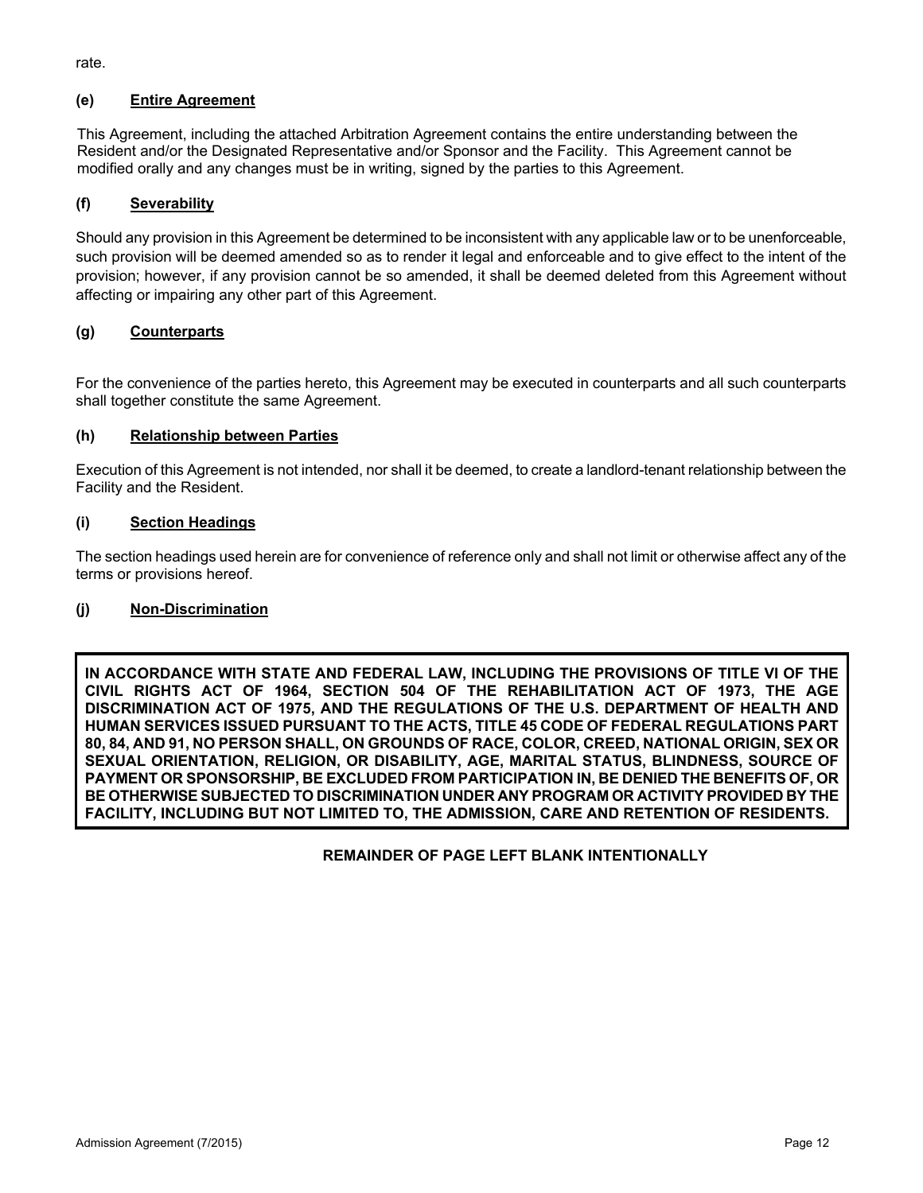rate.

### (e) Entire Agreement

This Agreement, including the attached Arbitration Agreement contains the entire understanding between the Resident and/or the Designated Representative and/or Sponsor and the Facility. This Agreement cannot be modified orally and any changes must be in writing, signed by the parties to this Agreement.

### (f) Severability

Should any provision in this Agreement be determined to be inconsistent with any applicable law or to be unenforceable, such provision will be deemed amended so as to render it legal and enforceable and to give effect to the intent of the provision; however, if any provision cannot be so amended, it shall be deemed deleted from this Agreement without affecting or impairing any other part of this Agreement.

### (g) Counterparts

For the convenience of the parties hereto, this Agreement may be executed in counterparts and all such counterparts shall together constitute the same Agreement.

### (h) Relationship between Parties

Execution of this Agreement is not intended, nor shall it be deemed, to create a landlord-tenant relationship between the Facility and the Resident.

### (i) Section Headings

The section headings used herein are for convenience of reference only and shall not limit or otherwise affect any of the terms or provisions hereof.

### (j) Non-Discrimination

**IN ACCORDANCE WITH STATE AND FEDERAL LAW, INCLUDING THE PROVISIONS OF TITLE VI OF THE CIVIL RIGHTS ACT OF 1964, SECTION 504 OF THE REHABILITATION ACT OF 1973, THE AGE DISCRIMINATION ACT OF 1975, AND THE REGULATIONS OF THE U.S. DEPARTMENT OF HEALTH AND HUMAN SERVICES ISSUED PURSUANT TO THE ACTS, TITLE 45 CODE OF FEDERAL REGULATIONS PART 80, 84, AND 91, NO PERSON SHALL, ON GROUNDS OF RACE, COLOR, CREED, NATIONAL ORIGIN, SEX OR SEXUAL ORIENTATION, RELIGION, OR DISABILITY, AGE, MARITAL STATUS, BLINDNESS, SOURCE OF PAYMENT OR SPONSORSHIP, BE EXCLUDED FROM PARTICIPATION IN, BE DENIED THE BENEFITS OF, OR BE OTHERWISE SUBJECTED TO DISCRIMINATION UNDER ANY PROGRAM OR ACTIVITY PROVIDED BY THE FACILITY, INCLUDING BUT NOT LIMITED TO, THE ADMISSION, CARE AND RETENTION OF RESIDENTS.**

**REMAINDER OF PAGE LEFT BLANK INTENTIONALLY**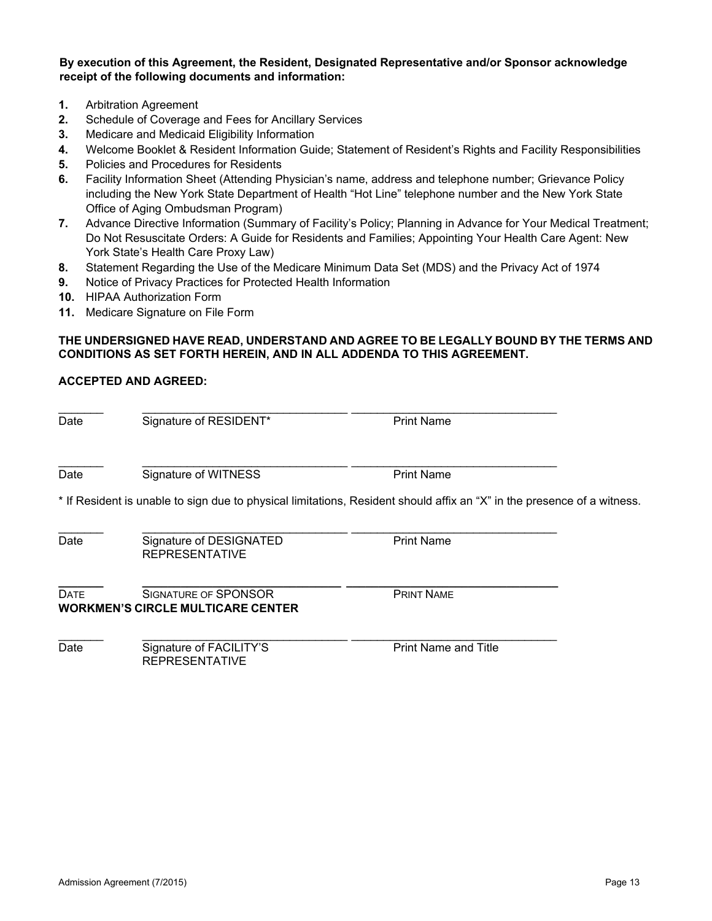**By execution of this Agreement, the Resident, Designated Representative and/or Sponsor acknowledge receipt of the following documents and information:**

1. Arbitration Agreement
2. Schedule of Coverage and Fees for Ancillary Services
3. Medicare and Medicaid Eligibility Information
4. Welcome Booklet & Resident Information Guide; Statement of Resident's Rights and Facility Responsibilities
5. Policies and Procedures for Residents
6. Facility Information Sheet (Attending Physician's name, address and telephone number; Grievance Policy including the New York State Department of Health "Hot Line" telephone number and the New York State Office of Aging Ombudsman Program)
7. Advance Directive Information (Summary of Facility's Policy; Planning in Advance for Your Medical Treatment; Do Not Resuscitate Orders: A Guide for Residents and Families; Appointing Your Health Care Agent: New York State's Health Care Proxy Law)
8. Statement Regarding the Use of the Medicare Minimum Data Set (MDS) and the Privacy Act of 1974
9. Notice of Privacy Practices for Protected Health Information
10. HIPAA Authorization Form
11. Medicare Signature on File Form

**THE UNDERSIGNED HAVE READ, UNDERSTAND AND AGREE TO BE LEGALLY BOUND BY THE TERMS AND CONDITIONS AS SET FORTH HEREIN, AND IN ALL ADDENDA TO THIS AGREEMENT.**

**ACCEPTED AND AGREED:**

_______ _________________________________ _________________________________

Date Signature of RESIDENT* Print Name

_______ _________________________________ _________________________________

Date Signature of WITNESS Print Name

* If Resident is unable to sign due to physical limitations, Resident should affix an "X" in the presence of a witness.

_______ _________________________________ _________________________________

Date Signature of DESIGNATED REPRESENTATIVE Print Name

_______ _________________________________ _________________________________

DATE SIGNATURE OF SPONSOR PRINT NAME

**WORKMEN'S CIRCLE MULTICARE CENTER**

_______ _________________________________ _________________________________

Date Signature of FACILITY'S REPRESENTATIVE Print Name and Title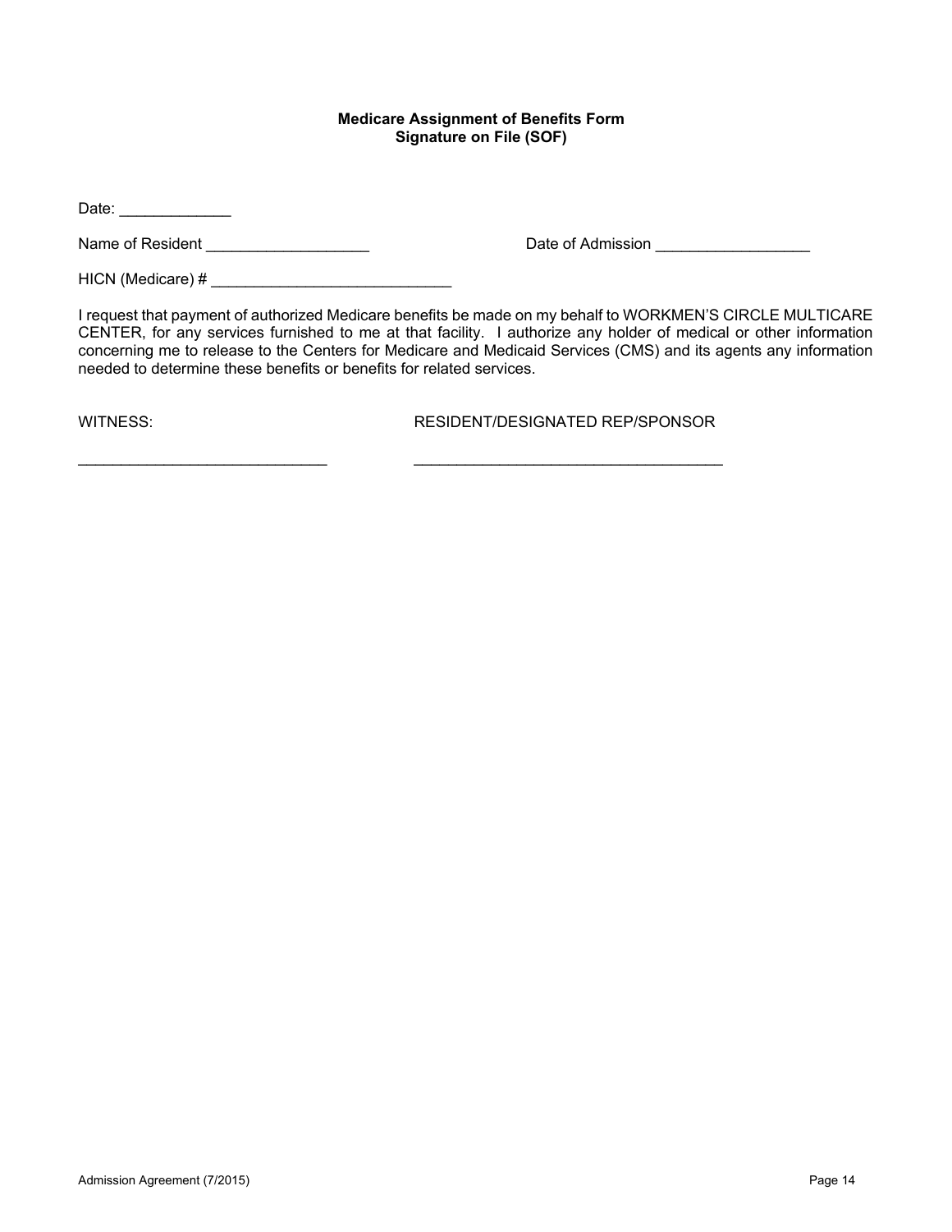**Medicare Assignment of Benefits Form**
**Signature on File (SOF)**

Date: _____________

Name of Resident ___________________ Date of Admission __________________

HICN (Medicare) # ____________________________

I request that payment of authorized Medicare benefits be made on my behalf to WORKMEN'S CIRCLE MULTICARE CENTER, for any services furnished to me at that facility. I authorize any holder of medical or other information concerning me to release to the Centers for Medicare and Medicaid Services (CMS) and its agents any information needed to determine these benefits or benefits for related services.

WITNESS: RESIDENT/DESIGNATED REP/SPONSOR

_____________________________ ____________________________________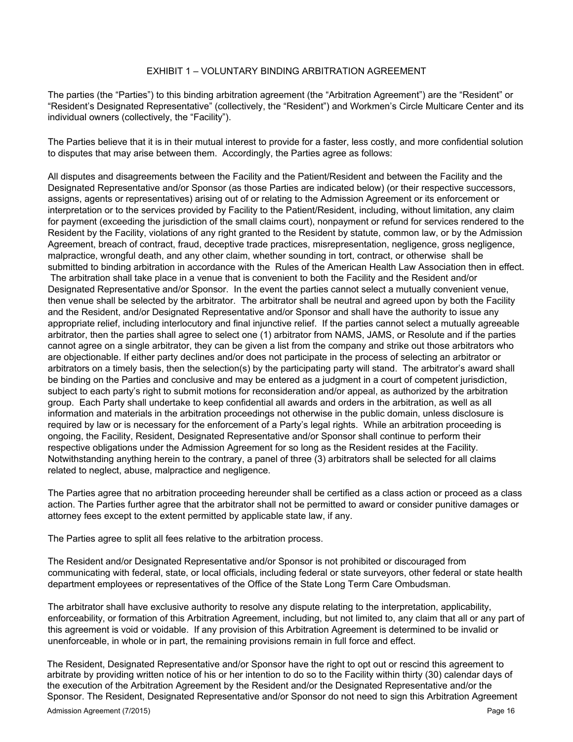# EXHIBIT 1 – VOLUNTARY BINDING ARBITRATION AGREEMENT

The parties (the "Parties") to this binding arbitration agreement (the "Arbitration Agreement") are the "Resident" or "Resident's Designated Representative" (collectively, the "Resident") and Workmen's Circle Multicare Center and its individual owners (collectively, the "Facility").

The Parties believe that it is in their mutual interest to provide for a faster, less costly, and more confidential solution to disputes that may arise between them. Accordingly, the Parties agree as follows:

All disputes and disagreements between the Facility and the Patient/Resident and between the Facility and the Designated Representative and/or Sponsor (as those Parties are indicated below) (or their respective successors, assigns, agents or representatives) arising out of or relating to the Admission Agreement or its enforcement or interpretation or to the services provided by Facility to the Patient/Resident, including, without limitation, any claim for payment (exceeding the jurisdiction of the small claims court), nonpayment or refund for services rendered to the Resident by the Facility, violations of any right granted to the Resident by statute, common law, or by the Admission Agreement, breach of contract, fraud, deceptive trade practices, misrepresentation, negligence, gross negligence, malpractice, wrongful death, and any other claim, whether sounding in tort, contract, or otherwise shall be submitted to binding arbitration in accordance with the Rules of the American Health Law Association then in effect. The arbitration shall take place in a venue that is convenient to both the Facility and the Resident and/or Designated Representative and/or Sponsor. In the event the parties cannot select a mutually convenient venue, then venue shall be selected by the arbitrator. The arbitrator shall be neutral and agreed upon by both the Facility and the Resident, and/or Designated Representative and/or Sponsor and shall have the authority to issue any appropriate relief, including interlocutory and final injunctive relief. If the parties cannot select a mutually agreeable arbitrator, then the parties shall agree to select one (1) arbitrator from NAMS, JAMS, or Resolute and if the parties cannot agree on a single arbitrator, they can be given a list from the company and strike out those arbitrators who are objectionable. If either party declines and/or does not participate in the process of selecting an arbitrator or arbitrators on a timely basis, then the selection(s) by the participating party will stand. The arbitrator's award shall be binding on the Parties and conclusive and may be entered as a judgment in a court of competent jurisdiction, subject to each party's right to submit motions for reconsideration and/or appeal, as authorized by the arbitration group. Each Party shall undertake to keep confidential all awards and orders in the arbitration, as well as all information and materials in the arbitration proceedings not otherwise in the public domain, unless disclosure is required by law or is necessary for the enforcement of a Party's legal rights. While an arbitration proceeding is ongoing, the Facility, Resident, Designated Representative and/or Sponsor shall continue to perform their respective obligations under the Admission Agreement for so long as the Resident resides at the Facility. Notwithstanding anything herein to the contrary, a panel of three (3) arbitrators shall be selected for all claims related to neglect, abuse, malpractice and negligence.

The Parties agree that no arbitration proceeding hereunder shall be certified as a class action or proceed as a class action. The Parties further agree that the arbitrator shall not be permitted to award or consider punitive damages or attorney fees except to the extent permitted by applicable state law, if any.

The Parties agree to split all fees relative to the arbitration process.

The Resident and/or Designated Representative and/or Sponsor is not prohibited or discouraged from communicating with federal, state, or local officials, including federal or state surveyors, other federal or state health department employees or representatives of the Office of the State Long Term Care Ombudsman.

The arbitrator shall have exclusive authority to resolve any dispute relating to the interpretation, applicability, enforceability, or formation of this Arbitration Agreement, including, but not limited to, any claim that all or any part of this agreement is void or voidable. If any provision of this Arbitration Agreement is determined to be invalid or unenforceable, in whole or in part, the remaining provisions remain in full force and effect.

The Resident, Designated Representative and/or Sponsor have the right to opt out or rescind this agreement to arbitrate by providing written notice of his or her intention to do so to the Facility within thirty (30) calendar days of the execution of the Arbitration Agreement by the Resident and/or the Designated Representative and/or the Sponsor. The Resident, Designated Representative and/or Sponsor do not need to sign this Arbitration Agreement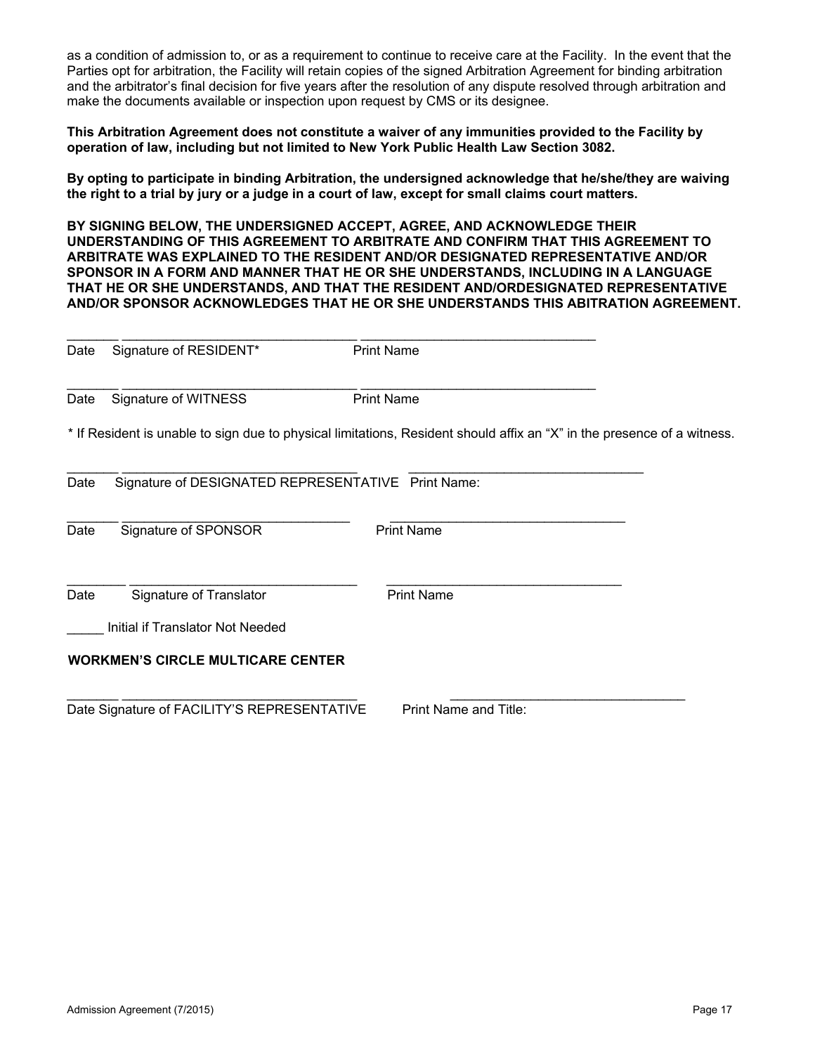as a condition of admission to, or as a requirement to continue to receive care at the Facility. In the event that the Parties opt for arbitration, the Facility will retain copies of the signed Arbitration Agreement for binding arbitration and the arbitrator's final decision for five years after the resolution of any dispute resolved through arbitration and make the documents available or inspection upon request by CMS or its designee.

**This Arbitration Agreement does not constitute a waiver of any immunities provided to the Facility by operation of law, including but not limited to New York Public Health Law Section 3082.**

**By opting to participate in binding Arbitration, the undersigned acknowledge that he/she/they are waiving the right to a trial by jury or a judge in a court of law, except for small claims court matters.**

**BY SIGNING BELOW, THE UNDERSIGNED ACCEPT, AGREE, AND ACKNOWLEDGE THEIR UNDERSTANDING OF THIS AGREEMENT TO ARBITRATE AND CONFIRM THAT THIS AGREEMENT TO ARBITRATE WAS EXPLAINED TO THE RESIDENT AND/OR DESIGNATED REPRESENTATIVE AND/OR SPONSOR IN A FORM AND MANNER THAT HE OR SHE UNDERSTANDS, INCLUDING IN A LANGUAGE THAT HE OR SHE UNDERSTANDS, AND THAT THE RESIDENT AND/ORDESIGNATED REPRESENTATIVE AND/OR SPONSOR ACKNOWLEDGES THAT HE OR SHE UNDERSTANDS THIS ABITRATION AGREEMENT.**

_______ ________________________________ ________________________________
Date Signature of RESIDENT* Print Name

_______ ________________________________ ________________________________
Date Signature of WITNESS Print Name

* If Resident is unable to sign due to physical limitations, Resident should affix an "X" in the presence of a witness.

_______ ________________________________ ________________________________
Date Signature of DESIGNATED REPRESENTATIVE Print Name:

_______ ________________________________ ________________________________
Date Signature of SPONSOR Print Name

_______ ________________________________ ________________________________
Date Signature of Translator Print Name

_____ Initial if Translator Not Needed

**WORKMEN'S CIRCLE MULTICARE CENTER**

_______ ________________________________ ________________________________
Date Signature of FACILITY'S REPRESENTATIVE Print Name and Title:

Admission Agreement (7/2015)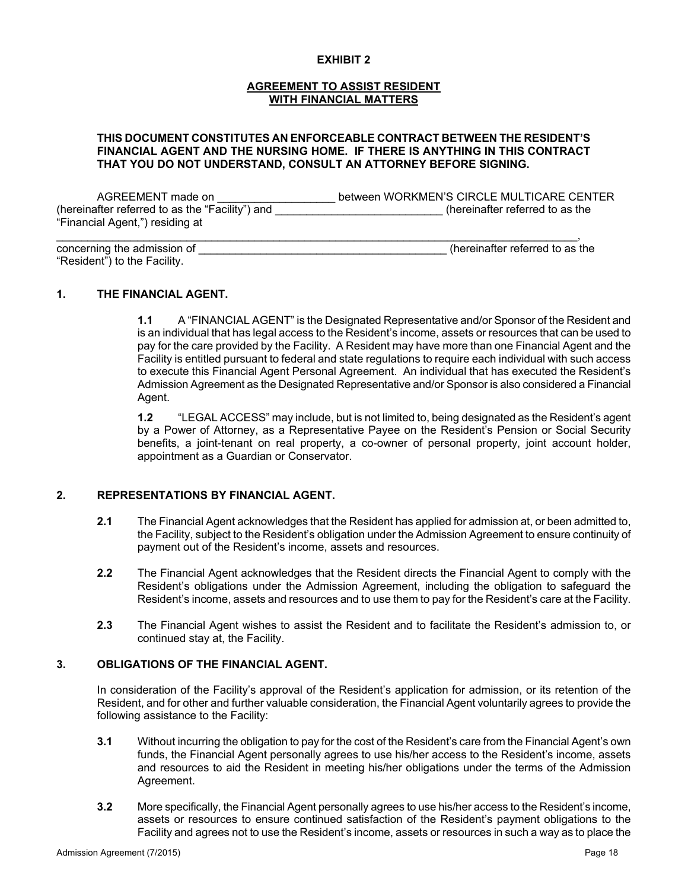**EXHIBIT 2**

**AGREEMENT TO ASSIST RESIDENT WITH FINANCIAL MATTERS**

**THIS DOCUMENT CONSTITUTES AN ENFORCEABLE CONTRACT BETWEEN THE RESIDENT'S FINANCIAL AGENT AND THE NURSING HOME. IF THERE IS ANYTHING IN THIS CONTRACT THAT YOU DO NOT UNDERSTAND, CONSULT AN ATTORNEY BEFORE SIGNING.**

AGREEMENT made on ___________________ between WORKMEN'S CIRCLE MULTICARE CENTER (hereinafter referred to as the "Facility") and ___________________________ (hereinafter referred to as the "Financial Agent,") residing at ______________________________________________________________________________, concerning the admission of ________________________________________ (hereinafter referred to as the "Resident") to the Facility.

## 1. THE FINANCIAL AGENT.

**1.1** A "FINANCIAL AGENT" is the Designated Representative and/or Sponsor of the Resident and is an individual that has legal access to the Resident's income, assets or resources that can be used to pay for the care provided by the Facility. A Resident may have more than one Financial Agent and the Facility is entitled pursuant to federal and state regulations to require each individual with such access to execute this Financial Agent Personal Agreement. An individual that has executed the Resident's Admission Agreement as the Designated Representative and/or Sponsor is also considered a Financial Agent.

**1.2** "LEGAL ACCESS" may include, but is not limited to, being designated as the Resident's agent by a Power of Attorney, as a Representative Payee on the Resident's Pension or Social Security benefits, a joint-tenant on real property, a co-owner of personal property, joint account holder, appointment as a Guardian or Conservator.

## 2. REPRESENTATIONS BY FINANCIAL AGENT.

**2.1** The Financial Agent acknowledges that the Resident has applied for admission at, or been admitted to, the Facility, subject to the Resident's obligation under the Admission Agreement to ensure continuity of payment out of the Resident's income, assets and resources.

**2.2** The Financial Agent acknowledges that the Resident directs the Financial Agent to comply with the Resident's obligations under the Admission Agreement, including the obligation to safeguard the Resident's income, assets and resources and to use them to pay for the Resident's care at the Facility.

**2.3** The Financial Agent wishes to assist the Resident and to facilitate the Resident's admission to, or continued stay at, the Facility.

## 3. OBLIGATIONS OF THE FINANCIAL AGENT.

In consideration of the Facility's approval of the Resident's application for admission, or its retention of the Resident, and for other and further valuable consideration, the Financial Agent voluntarily agrees to provide the following assistance to the Facility:

**3.1** Without incurring the obligation to pay for the cost of the Resident's care from the Financial Agent's own funds, the Financial Agent personally agrees to use his/her access to the Resident's income, assets and resources to aid the Resident in meeting his/her obligations under the terms of the Admission Agreement.

**3.2** More specifically, the Financial Agent personally agrees to use his/her access to the Resident's income, assets or resources to ensure continued satisfaction of the Resident's payment obligations to the Facility and agrees not to use the Resident's income, assets or resources in such a way as to place the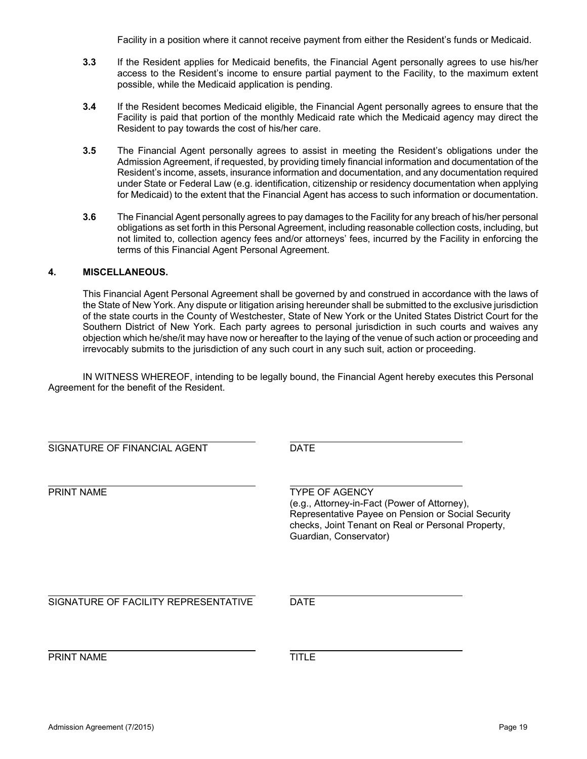Facility in a position where it cannot receive payment from either the Resident's funds or Medicaid.

**3.3** If the Resident applies for Medicaid benefits, the Financial Agent personally agrees to use his/her access to the Resident's income to ensure partial payment to the Facility, to the maximum extent possible, while the Medicaid application is pending.

**3.4** If the Resident becomes Medicaid eligible, the Financial Agent personally agrees to ensure that the Facility is paid that portion of the monthly Medicaid rate which the Medicaid agency may direct the Resident to pay towards the cost of his/her care.

**3.5** The Financial Agent personally agrees to assist in meeting the Resident's obligations under the Admission Agreement, if requested, by providing timely financial information and documentation of the Resident's income, assets, insurance information and documentation, and any documentation required under State or Federal Law (e.g. identification, citizenship or residency documentation when applying for Medicaid) to the extent that the Financial Agent has access to such information or documentation.

**3.6** The Financial Agent personally agrees to pay damages to the Facility for any breach of his/her personal obligations as set forth in this Personal Agreement, including reasonable collection costs, including, but not limited to, collection agency fees and/or attorneys' fees, incurred by the Facility in enforcing the terms of this Financial Agent Personal Agreement.

## 4. MISCELLANEOUS.

This Financial Agent Personal Agreement shall be governed by and construed in accordance with the laws of the State of New York. Any dispute or litigation arising hereunder shall be submitted to the exclusive jurisdiction of the state courts in the County of Westchester, State of New York or the United States District Court for the Southern District of New York. Each party agrees to personal jurisdiction in such courts and waives any objection which he/she/it may have now or hereafter to the laying of the venue of such action or proceeding and irrevocably submits to the jurisdiction of any such court in any such suit, action or proceeding.

IN WITNESS WHEREOF, intending to be legally bound, the Financial Agent hereby executes this Personal Agreement for the benefit of the Resident.

\_\_\_\_\_\_\_\_\_\_\_\_\_\_\_\_\_\_\_\_\_\_\_\_\_\_\_\_\_\_\_\_\_\_\_\_ \_\_\_\_\_\_\_\_\_\_\_\_\_\_\_\_\_\_\_\_\_\_\_\_\_\_\_\_

SIGNATURE OF FINANCIAL AGENT DATE

\_\_\_\_\_\_\_\_\_\_\_\_\_\_\_\_\_\_\_\_\_\_\_\_\_\_\_\_\_\_\_\_\_\_\_\_ \_\_\_\_\_\_\_\_\_\_\_\_\_\_\_\_\_\_\_\_\_\_\_\_\_\_\_\_

PRINT NAME TYPE OF AGENCY
(e.g., Attorney-in-Fact (Power of Attorney), Representative Payee on Pension or Social Security checks, Joint Tenant on Real or Personal Property, Guardian, Conservator)

\_\_\_\_\_\_\_\_\_\_\_\_\_\_\_\_\_\_\_\_\_\_\_\_\_\_\_\_\_\_\_\_\_\_\_\_ \_\_\_\_\_\_\_\_\_\_\_\_\_\_\_\_\_\_\_\_\_\_\_\_\_\_\_\_

SIGNATURE OF FACILITY REPRESENTATIVE DATE

\_\_\_\_\_\_\_\_\_\_\_\_\_\_\_\_\_\_\_\_\_\_\_\_\_\_\_\_\_\_\_\_\_\_\_\_ \_\_\_\_\_\_\_\_\_\_\_\_\_\_\_\_\_\_\_\_\_\_\_\_\_\_\_\_

PRINT NAME TITLE